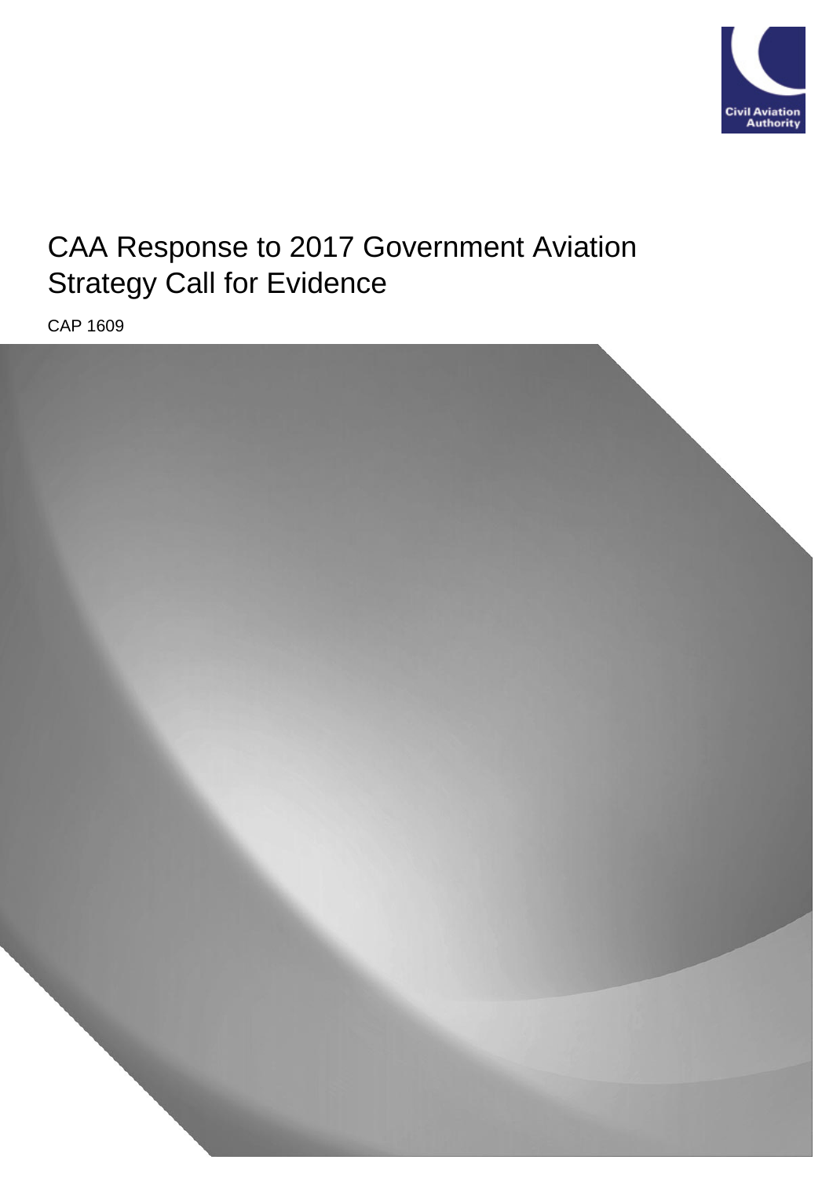# CAA Response to 2017 Government Aviation Strategy Call for Evidence

CAP 1609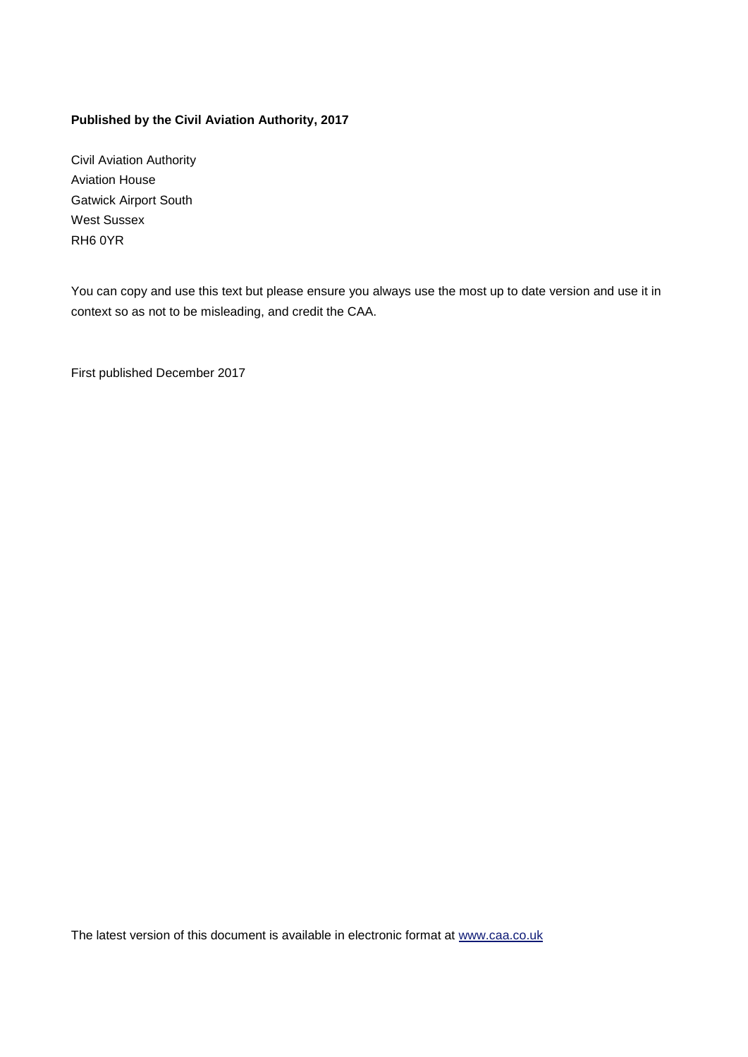**Published by the Civil Aviation Authority, 2017**

Civil Aviation Authority
Aviation House
Gatwick Airport South
West Sussex
RH6 0YR

You can copy and use this text but please ensure you always use the most up to date version and use it in context so as not to be misleading, and credit the CAA.

First published December 2017

The latest version of this document is available in electronic format at [www.caa.co.uk](http://www.caa.co.uk)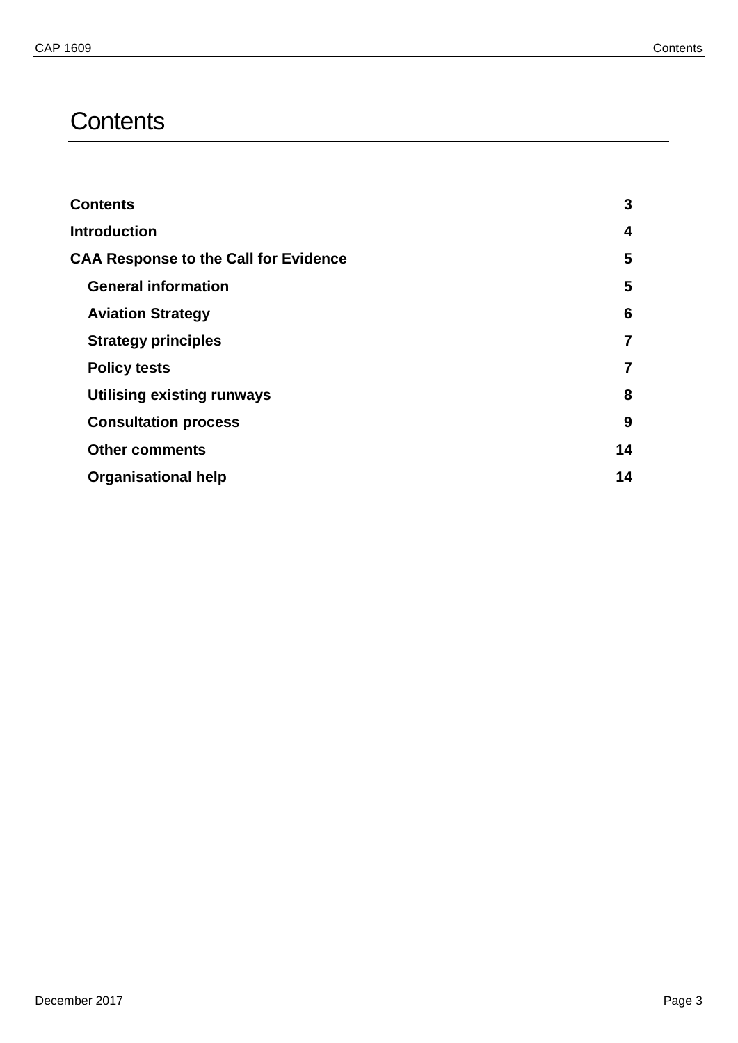# Contents

| | |
|---|---|
| **Contents** | **3** |
| **Introduction** | **4** |
| **CAA Response to the Call for Evidence** | **5** |
| **General information** | **5** |
| **Aviation Strategy** | **6** |
| **Strategy principles** | **7** |
| **Policy tests** | **7** |
| **Utilising existing runways** | **8** |
| **Consultation process** | **9** |
| **Other comments** | **14** |
| **Organisational help** | **14** |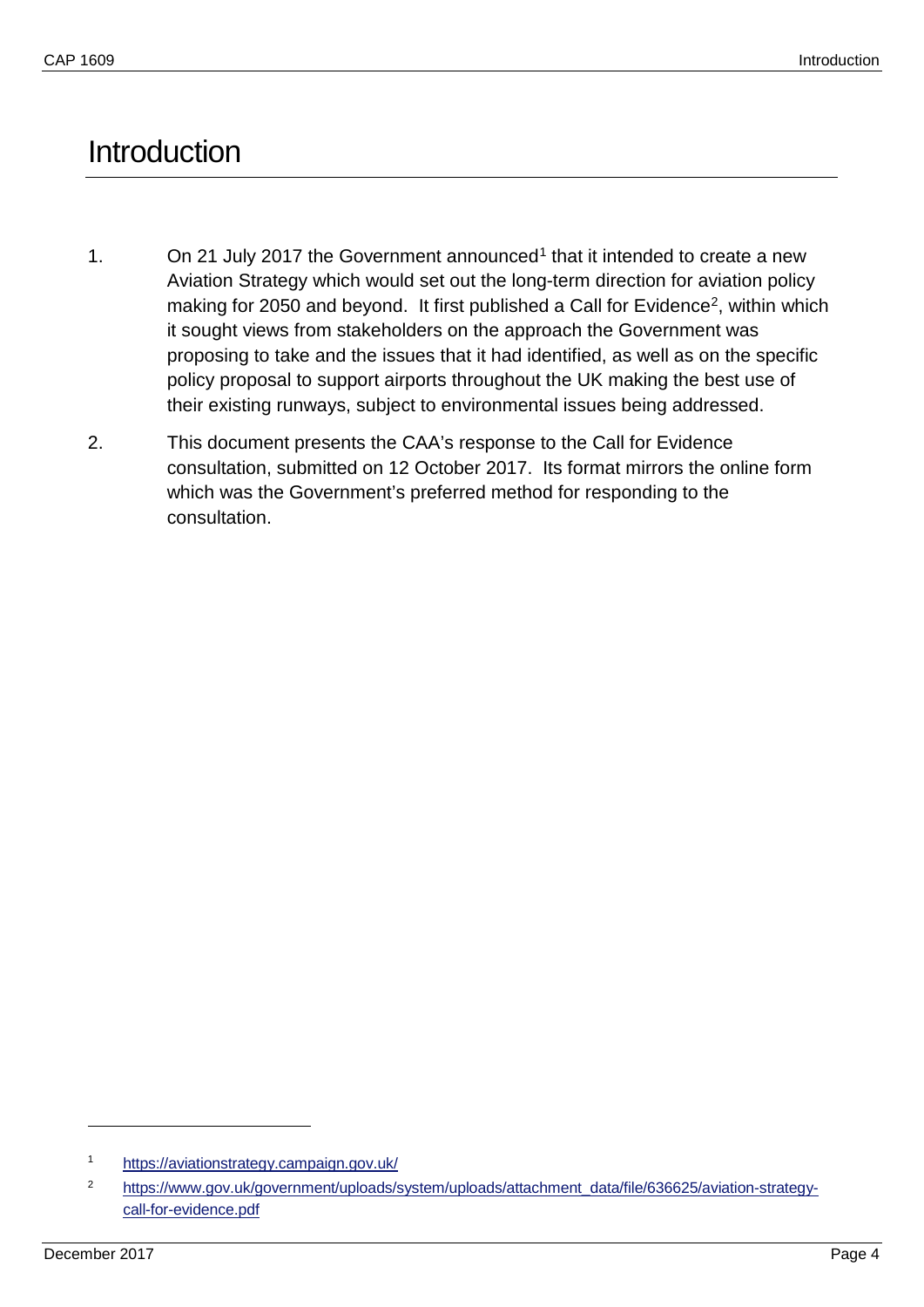# Introduction

1. On 21 July 2017 the Government announced[1] that it intended to create a new Aviation Strategy which would set out the long-term direction for aviation policy making for 2050 and beyond. It first published a Call for Evidence[2], within which it sought views from stakeholders on the approach the Government was proposing to take and the issues that it had identified, as well as on the specific policy proposal to support airports throughout the UK making the best use of their existing runways, subject to environmental issues being addressed.

2. This document presents the CAA's response to the Call for Evidence consultation, submitted on 12 October 2017. Its format mirrors the online form which was the Government's preferred method for responding to the consultation.

---

[1] https://aviationstrategy.campaign.gov.uk/

[2] https://www.gov.uk/government/uploads/system/uploads/attachment_data/file/636625/aviation-strategy-call-for-evidence.pdf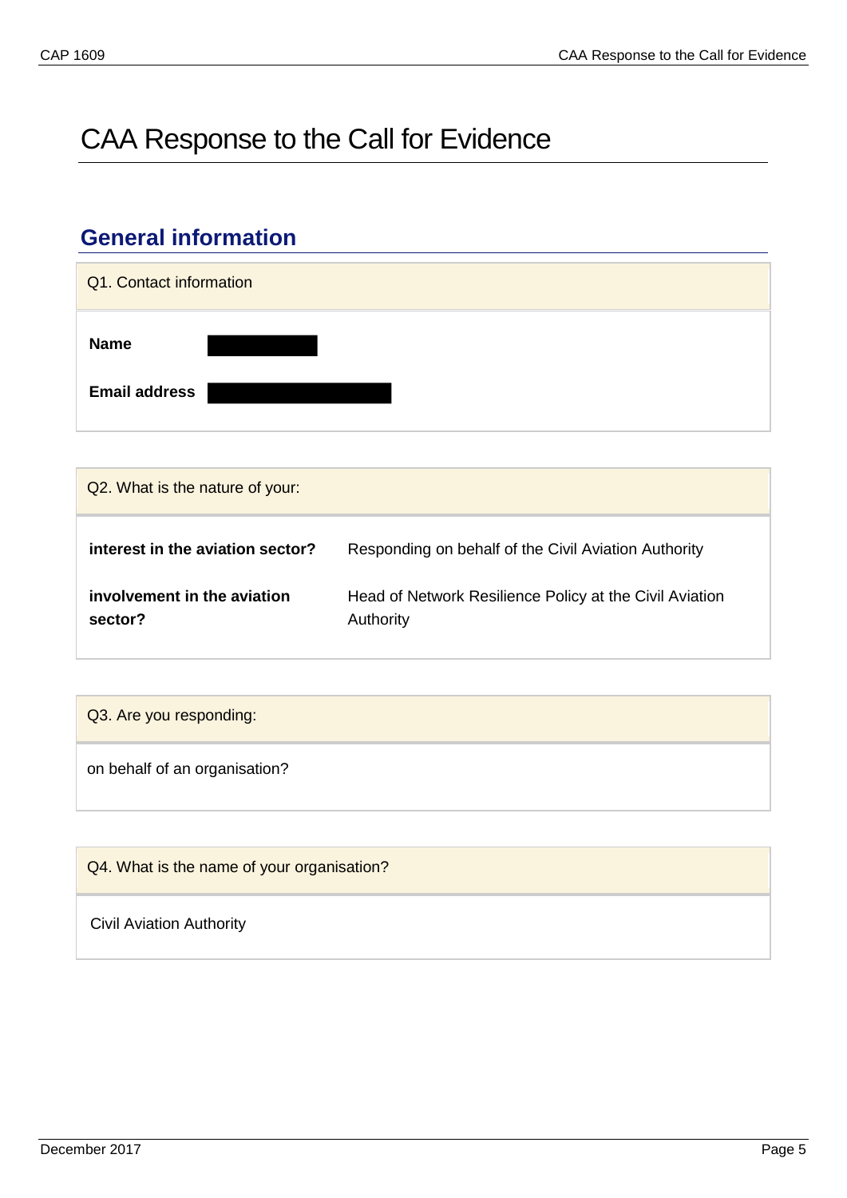# CAA Response to the Call for Evidence

## General information

| Q1. Contact information | |
|---|---|
| **Name** | |
| **Email address** | |

| Q2. What is the nature of your: | |
|---|---|
| **interest in the aviation sector?** | Responding on behalf of the Civil Aviation Authority |
| **involvement in the aviation sector?** | Head of Network Resilience Policy at the Civil Aviation Authority |

| Q3. Are you responding: |
|---|
| on behalf of an organisation? |

| Q4. What is the name of your organisation? |
|---|
| Civil Aviation Authority |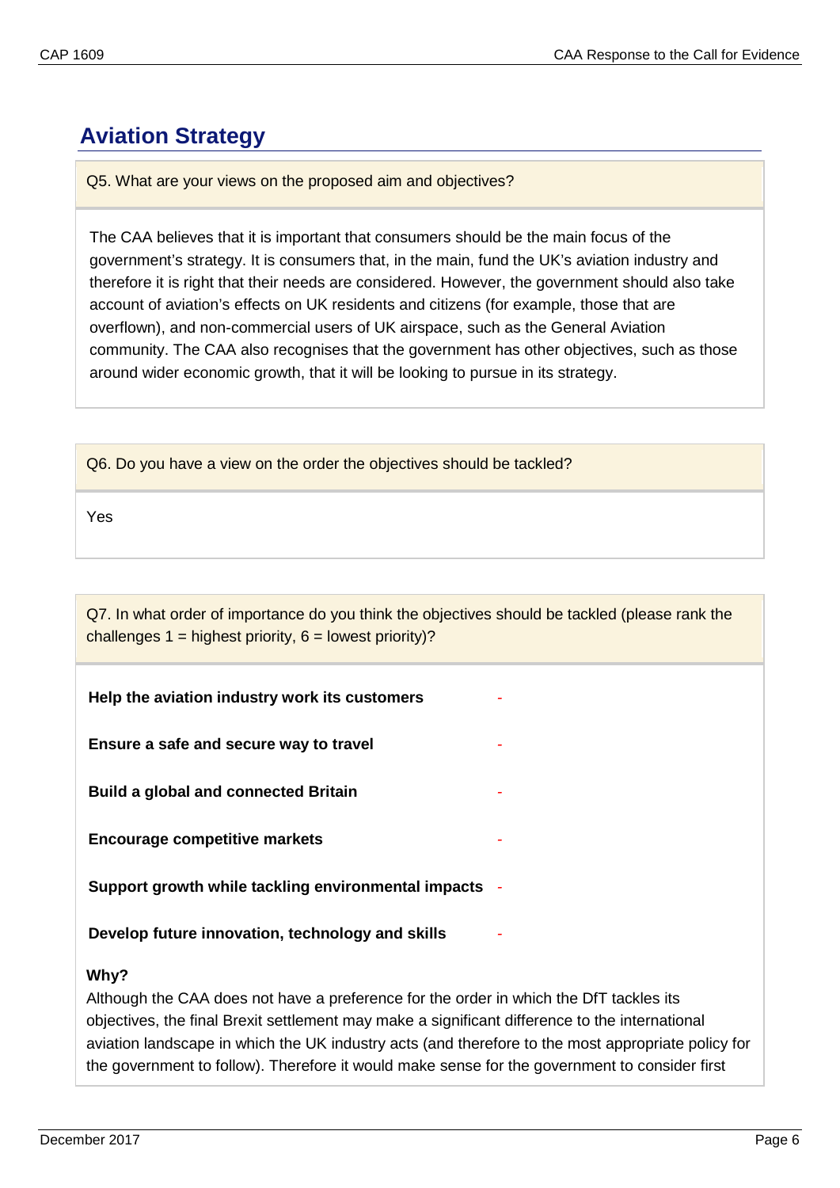# Aviation Strategy

Q5. What are your views on the proposed aim and objectives?

The CAA believes that it is important that consumers should be the main focus of the government's strategy. It is consumers that, in the main, fund the UK's aviation industry and therefore it is right that their needs are considered. However, the government should also take account of aviation's effects on UK residents and citizens (for example, those that are overflown), and non-commercial users of UK airspace, such as the General Aviation community. The CAA also recognises that the government has other objectives, such as those around wider economic growth, that it will be looking to pursue in its strategy.

Q6. Do you have a view on the order the objectives should be tackled?

Yes

Q7. In what order of importance do you think the objectives should be tackled (please rank the challenges 1 = highest priority, 6 = lowest priority)?

| | |
|---|---|
| **Help the aviation industry work its customers** | - |
| **Ensure a safe and secure way to travel** | - |
| **Build a global and connected Britain** | - |
| **Encourage competitive markets** | - |
| **Support growth while tackling environmental impacts** | - |
| **Develop future innovation, technology and skills** | - |

**Why?**

Although the CAA does not have a preference for the order in which the DfT tackles its objectives, the final Brexit settlement may make a significant difference to the international aviation landscape in which the UK industry acts (and therefore to the most appropriate policy for the government to follow). Therefore it would make sense for the government to consider first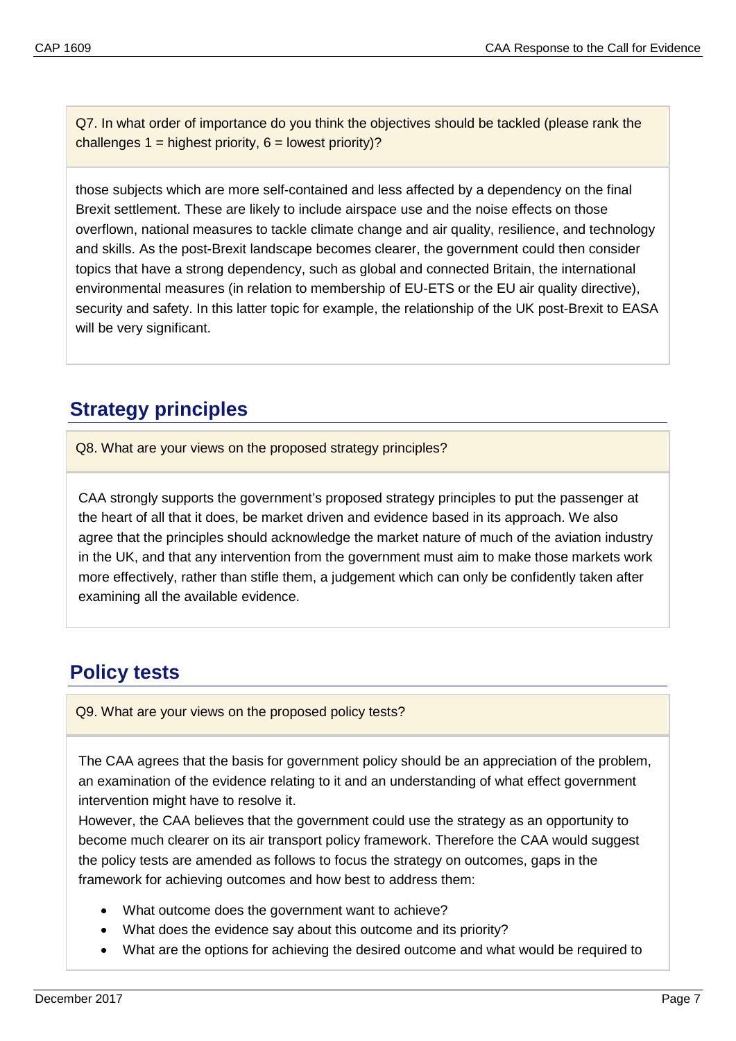Q7. In what order of importance do you think the objectives should be tackled (please rank the challenges 1 = highest priority, 6 = lowest priority)?

those subjects which are more self-contained and less affected by a dependency on the final Brexit settlement. These are likely to include airspace use and the noise effects on those overflown, national measures to tackle climate change and air quality, resilience, and technology and skills. As the post-Brexit landscape becomes clearer, the government could then consider topics that have a strong dependency, such as global and connected Britain, the international environmental measures (in relation to membership of EU-ETS or the EU air quality directive), security and safety. In this latter topic for example, the relationship of the UK post-Brexit to EASA will be very significant.

## Strategy principles

Q8. What are your views on the proposed strategy principles?

CAA strongly supports the government's proposed strategy principles to put the passenger at the heart of all that it does, be market driven and evidence based in its approach. We also agree that the principles should acknowledge the market nature of much of the aviation industry in the UK, and that any intervention from the government must aim to make those markets work more effectively, rather than stifle them, a judgement which can only be confidently taken after examining all the available evidence.

## Policy tests

Q9. What are your views on the proposed policy tests?

The CAA agrees that the basis for government policy should be an appreciation of the problem, an examination of the evidence relating to it and an understanding of what effect government intervention might have to resolve it.

However, the CAA believes that the government could use the strategy as an opportunity to become much clearer on its air transport policy framework. Therefore the CAA would suggest the policy tests are amended as follows to focus the strategy on outcomes, gaps in the framework for achieving outcomes and how best to address them:

- What outcome does the government want to achieve?
- What does the evidence say about this outcome and its priority?
- What are the options for achieving the desired outcome and what would be required to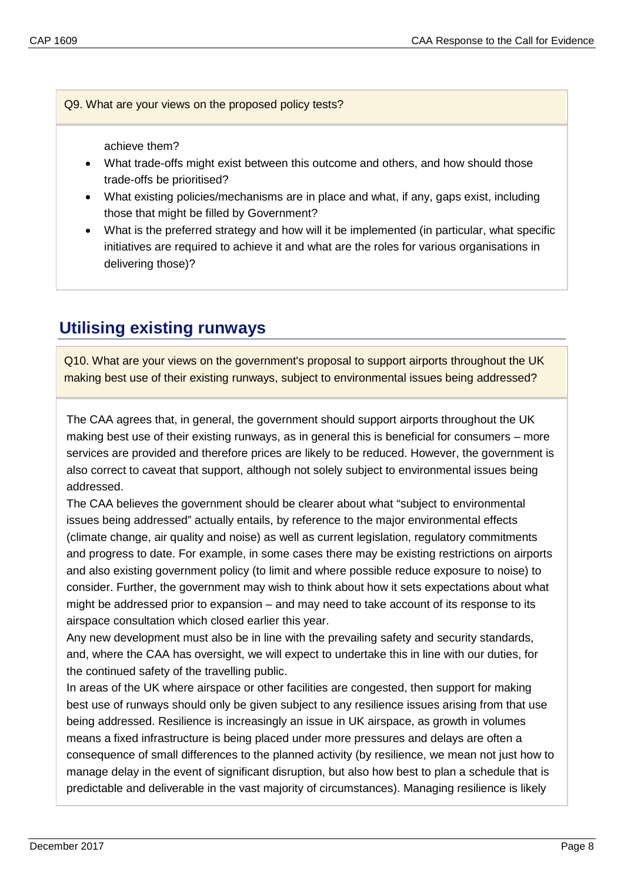Q9. What are your views on the proposed policy tests?

achieve them?

- What trade-offs might exist between this outcome and others, and how should those trade-offs be prioritised?
- What existing policies/mechanisms are in place and what, if any, gaps exist, including those that might be filled by Government?
- What is the preferred strategy and how will it be implemented (in particular, what specific initiatives are required to achieve it and what are the roles for various organisations in delivering those)?

## Utilising existing runways

Q10. What are your views on the government's proposal to support airports throughout the UK making best use of their existing runways, subject to environmental issues being addressed?

The CAA agrees that, in general, the government should support airports throughout the UK making best use of their existing runways, as in general this is beneficial for consumers – more services are provided and therefore prices are likely to be reduced. However, the government is also correct to caveat that support, although not solely subject to environmental issues being addressed.

The CAA believes the government should be clearer about what "subject to environmental issues being addressed" actually entails, by reference to the major environmental effects (climate change, air quality and noise) as well as current legislation, regulatory commitments and progress to date. For example, in some cases there may be existing restrictions on airports and also existing government policy (to limit and where possible reduce exposure to noise) to consider. Further, the government may wish to think about how it sets expectations about what might be addressed prior to expansion – and may need to take account of its response to its airspace consultation which closed earlier this year.

Any new development must also be in line with the prevailing safety and security standards, and, where the CAA has oversight, we will expect to undertake this in line with our duties, for the continued safety of the travelling public.

In areas of the UK where airspace or other facilities are congested, then support for making best use of runways should only be given subject to any resilience issues arising from that use being addressed. Resilience is increasingly an issue in UK airspace, as growth in volumes means a fixed infrastructure is being placed under more pressures and delays are often a consequence of small differences to the planned activity (by resilience, we mean not just how to manage delay in the event of significant disruption, but also how best to plan a schedule that is predictable and deliverable in the vast majority of circumstances). Managing resilience is likely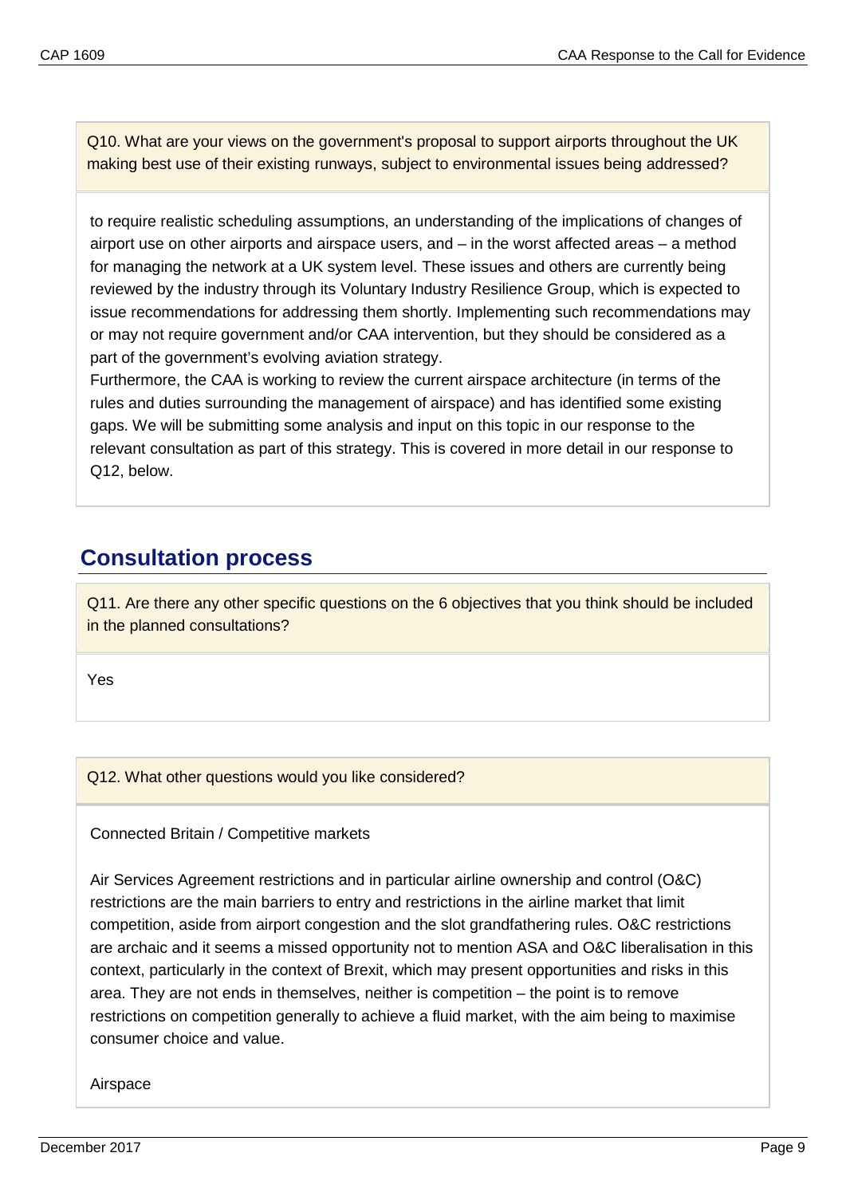Q10. What are your views on the government's proposal to support airports throughout the UK making best use of their existing runways, subject to environmental issues being addressed?

to require realistic scheduling assumptions, an understanding of the implications of changes of airport use on other airports and airspace users, and – in the worst affected areas – a method for managing the network at a UK system level. These issues and others are currently being reviewed by the industry through its Voluntary Industry Resilience Group, which is expected to issue recommendations for addressing them shortly. Implementing such recommendations may or may not require government and/or CAA intervention, but they should be considered as a part of the government's evolving aviation strategy.

Furthermore, the CAA is working to review the current airspace architecture (in terms of the rules and duties surrounding the management of airspace) and has identified some existing gaps. We will be submitting some analysis and input on this topic in our response to the relevant consultation as part of this strategy. This is covered in more detail in our response to Q12, below.

## Consultation process

Q11. Are there any other specific questions on the 6 objectives that you think should be included in the planned consultations?

Yes

Q12. What other questions would you like considered?

Connected Britain / Competitive markets

Air Services Agreement restrictions and in particular airline ownership and control (O&C) restrictions are the main barriers to entry and restrictions in the airline market that limit competition, aside from airport congestion and the slot grandfathering rules. O&C restrictions are archaic and it seems a missed opportunity not to mention ASA and O&C liberalisation in this context, particularly in the context of Brexit, which may present opportunities and risks in this area. They are not ends in themselves, neither is competition – the point is to remove restrictions on competition generally to achieve a fluid market, with the aim being to maximise consumer choice and value.

Airspace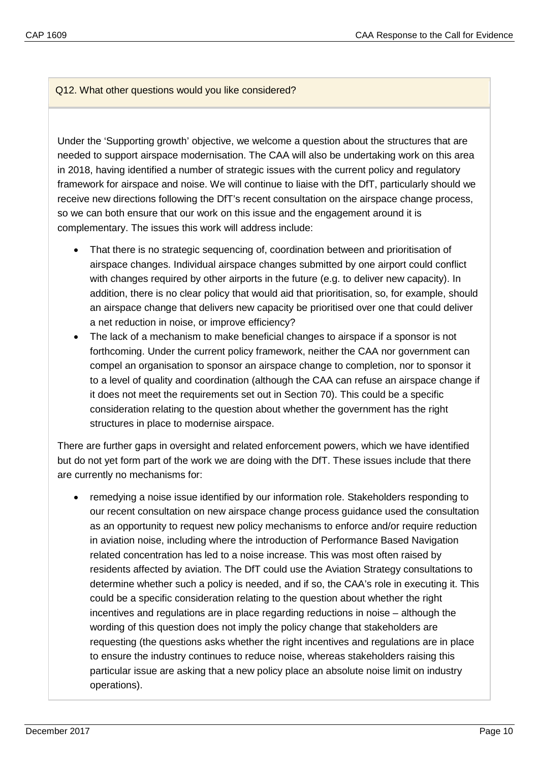Q12. What other questions would you like considered?

Under the 'Supporting growth' objective, we welcome a question about the structures that are needed to support airspace modernisation. The CAA will also be undertaking work on this area in 2018, having identified a number of strategic issues with the current policy and regulatory framework for airspace and noise. We will continue to liaise with the DfT, particularly should we receive new directions following the DfT's recent consultation on the airspace change process, so we can both ensure that our work on this issue and the engagement around it is complementary. The issues this work will address include:

- That there is no strategic sequencing of, coordination between and prioritisation of airspace changes. Individual airspace changes submitted by one airport could conflict with changes required by other airports in the future (e.g. to deliver new capacity). In addition, there is no clear policy that would aid that prioritisation, so, for example, should an airspace change that delivers new capacity be prioritised over one that could deliver a net reduction in noise, or improve efficiency?
- The lack of a mechanism to make beneficial changes to airspace if a sponsor is not forthcoming. Under the current policy framework, neither the CAA nor government can compel an organisation to sponsor an airspace change to completion, nor to sponsor it to a level of quality and coordination (although the CAA can refuse an airspace change if it does not meet the requirements set out in Section 70). This could be a specific consideration relating to the question about whether the government has the right structures in place to modernise airspace.

There are further gaps in oversight and related enforcement powers, which we have identified but do not yet form part of the work we are doing with the DfT. These issues include that there are currently no mechanisms for:

- remedying a noise issue identified by our information role. Stakeholders responding to our recent consultation on new airspace change process guidance used the consultation as an opportunity to request new policy mechanisms to enforce and/or require reduction in aviation noise, including where the introduction of Performance Based Navigation related concentration has led to a noise increase. This was most often raised by residents affected by aviation. The DfT could use the Aviation Strategy consultations to determine whether such a policy is needed, and if so, the CAA's role in executing it. This could be a specific consideration relating to the question about whether the right incentives and regulations are in place regarding reductions in noise – although the wording of this question does not imply the policy change that stakeholders are requesting (the questions asks whether the right incentives and regulations are in place to ensure the industry continues to reduce noise, whereas stakeholders raising this particular issue are asking that a new policy place an absolute noise limit on industry operations).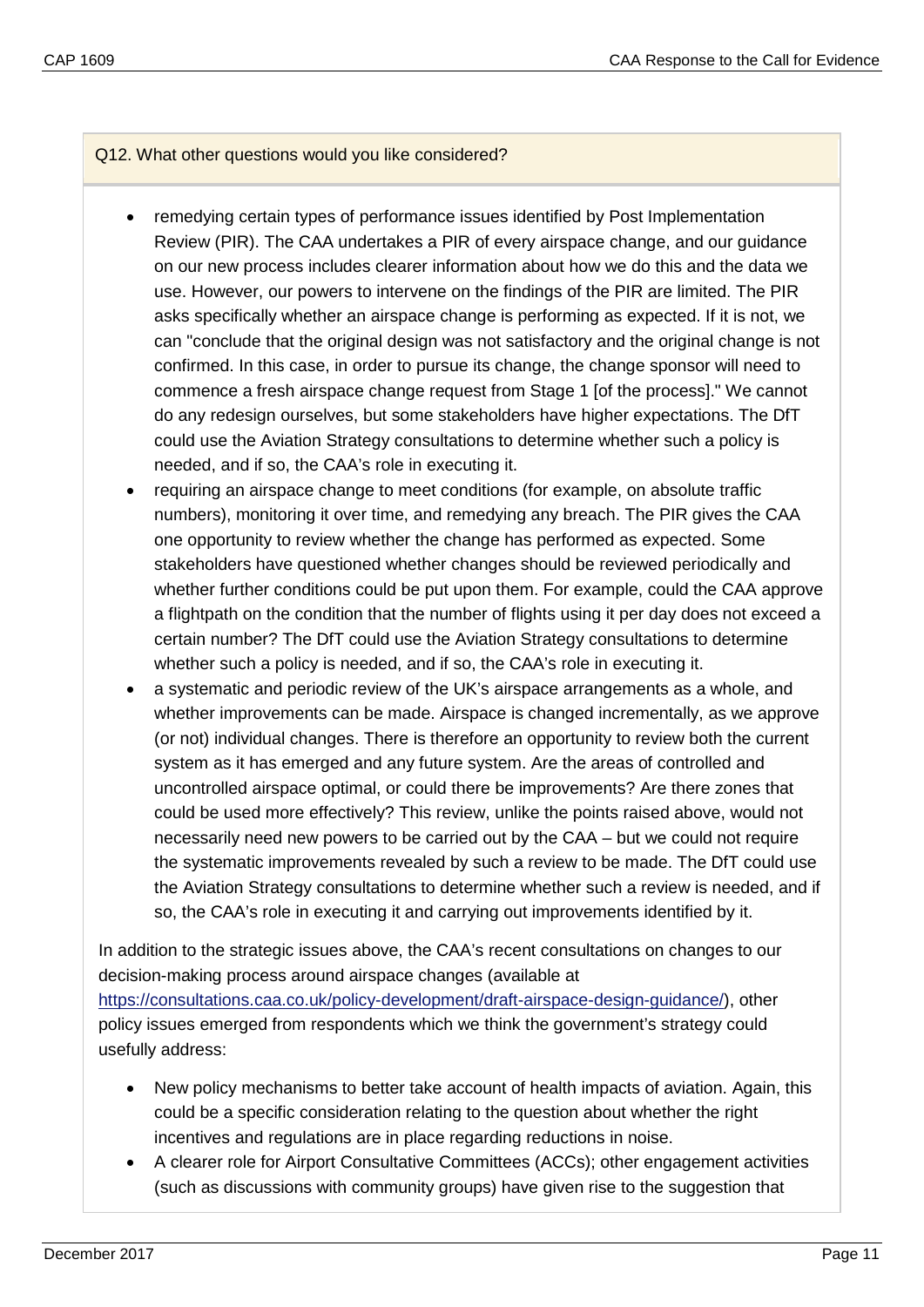Q12. What other questions would you like considered?

- remedying certain types of performance issues identified by Post Implementation Review (PIR). The CAA undertakes a PIR of every airspace change, and our guidance on our new process includes clearer information about how we do this and the data we use. However, our powers to intervene on the findings of the PIR are limited. The PIR asks specifically whether an airspace change is performing as expected. If it is not, we can "conclude that the original design was not satisfactory and the original change is not confirmed. In this case, in order to pursue its change, the change sponsor will need to commence a fresh airspace change request from Stage 1 [of the process]." We cannot do any redesign ourselves, but some stakeholders have higher expectations. The DfT could use the Aviation Strategy consultations to determine whether such a policy is needed, and if so, the CAA's role in executing it.
- requiring an airspace change to meet conditions (for example, on absolute traffic numbers), monitoring it over time, and remedying any breach. The PIR gives the CAA one opportunity to review whether the change has performed as expected. Some stakeholders have questioned whether changes should be reviewed periodically and whether further conditions could be put upon them. For example, could the CAA approve a flightpath on the condition that the number of flights using it per day does not exceed a certain number? The DfT could use the Aviation Strategy consultations to determine whether such a policy is needed, and if so, the CAA's role in executing it.
- a systematic and periodic review of the UK's airspace arrangements as a whole, and whether improvements can be made. Airspace is changed incrementally, as we approve (or not) individual changes. There is therefore an opportunity to review both the current system as it has emerged and any future system. Are the areas of controlled and uncontrolled airspace optimal, or could there be improvements? Are there zones that could be used more effectively? This review, unlike the points raised above, would not necessarily need new powers to be carried out by the CAA – but we could not require the systematic improvements revealed by such a review to be made. The DfT could use the Aviation Strategy consultations to determine whether such a review is needed, and if so, the CAA's role in executing it and carrying out improvements identified by it.

In addition to the strategic issues above, the CAA's recent consultations on changes to our decision-making process around airspace changes (available at https://consultations.caa.co.uk/policy-development/draft-airspace-design-guidance/), other policy issues emerged from respondents which we think the government's strategy could usefully address:

- New policy mechanisms to better take account of health impacts of aviation. Again, this could be a specific consideration relating to the question about whether the right incentives and regulations are in place regarding reductions in noise.
- A clearer role for Airport Consultative Committees (ACCs); other engagement activities (such as discussions with community groups) have given rise to the suggestion that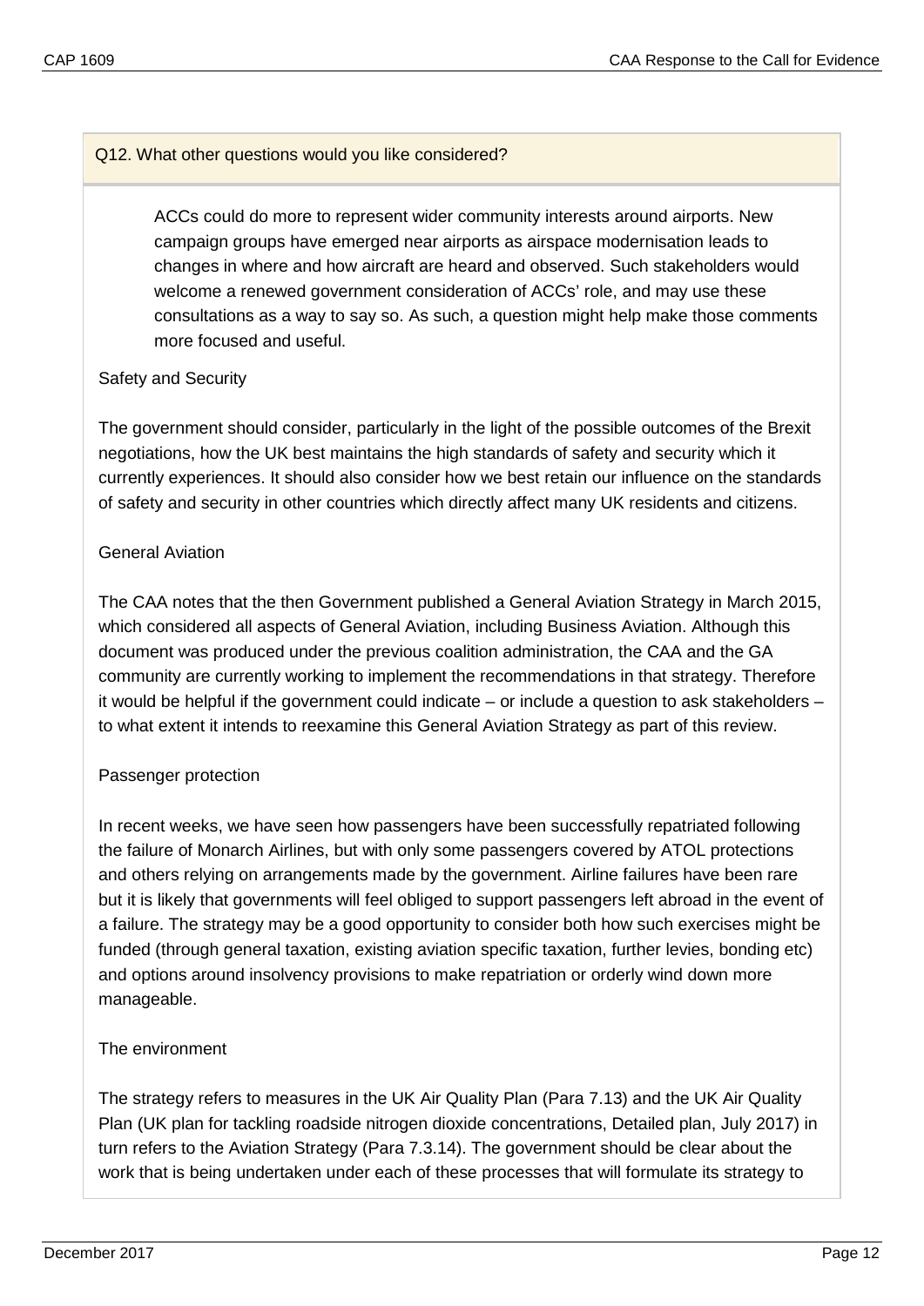**Q12. What other questions would you like considered?**

> ACCs could do more to represent wider community interests around airports. New campaign groups have emerged near airports as airspace modernisation leads to changes in where and how aircraft are heard and observed. Such stakeholders would welcome a renewed government consideration of ACCs' role, and may use these consultations as a way to say so. As such, a question might help make those comments more focused and useful.

Safety and Security

The government should consider, particularly in the light of the possible outcomes of the Brexit negotiations, how the UK best maintains the high standards of safety and security which it currently experiences. It should also consider how we best retain our influence on the standards of safety and security in other countries which directly affect many UK residents and citizens.

General Aviation

The CAA notes that the then Government published a General Aviation Strategy in March 2015, which considered all aspects of General Aviation, including Business Aviation. Although this document was produced under the previous coalition administration, the CAA and the GA community are currently working to implement the recommendations in that strategy. Therefore it would be helpful if the government could indicate – or include a question to ask stakeholders – to what extent it intends to reexamine this General Aviation Strategy as part of this review.

Passenger protection

In recent weeks, we have seen how passengers have been successfully repatriated following the failure of Monarch Airlines, but with only some passengers covered by ATOL protections and others relying on arrangements made by the government. Airline failures have been rare but it is likely that governments will feel obliged to support passengers left abroad in the event of a failure. The strategy may be a good opportunity to consider both how such exercises might be funded (through general taxation, existing aviation specific taxation, further levies, bonding etc) and options around insolvency provisions to make repatriation or orderly wind down more manageable.

The environment

The strategy refers to measures in the UK Air Quality Plan (Para 7.13) and the UK Air Quality Plan (UK plan for tackling roadside nitrogen dioxide concentrations, Detailed plan, July 2017) in turn refers to the Aviation Strategy (Para 7.3.14). The government should be clear about the work that is being undertaken under each of these processes that will formulate its strategy to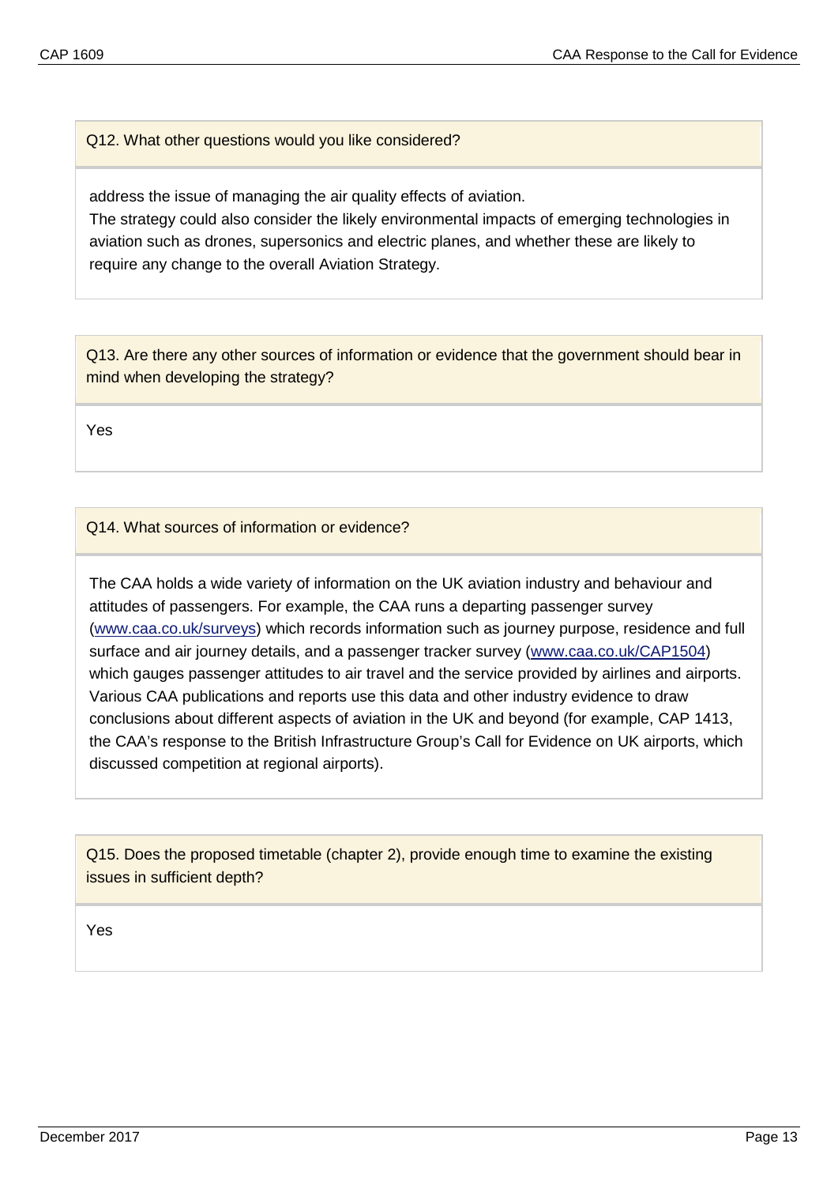Q12. What other questions would you like considered?

address the issue of managing the air quality effects of aviation.
The strategy could also consider the likely environmental impacts of emerging technologies in aviation such as drones, supersonics and electric planes, and whether these are likely to require any change to the overall Aviation Strategy.

Q13. Are there any other sources of information or evidence that the government should bear in mind when developing the strategy?

Yes

Q14. What sources of information or evidence?

The CAA holds a wide variety of information on the UK aviation industry and behaviour and attitudes of passengers. For example, the CAA runs a departing passenger survey (www.caa.co.uk/surveys) which records information such as journey purpose, residence and full surface and air journey details, and a passenger tracker survey (www.caa.co.uk/CAP1504) which gauges passenger attitudes to air travel and the service provided by airlines and airports. Various CAA publications and reports use this data and other industry evidence to draw conclusions about different aspects of aviation in the UK and beyond (for example, CAP 1413, the CAA's response to the British Infrastructure Group's Call for Evidence on UK airports, which discussed competition at regional airports).

Q15. Does the proposed timetable (chapter 2), provide enough time to examine the existing issues in sufficient depth?

Yes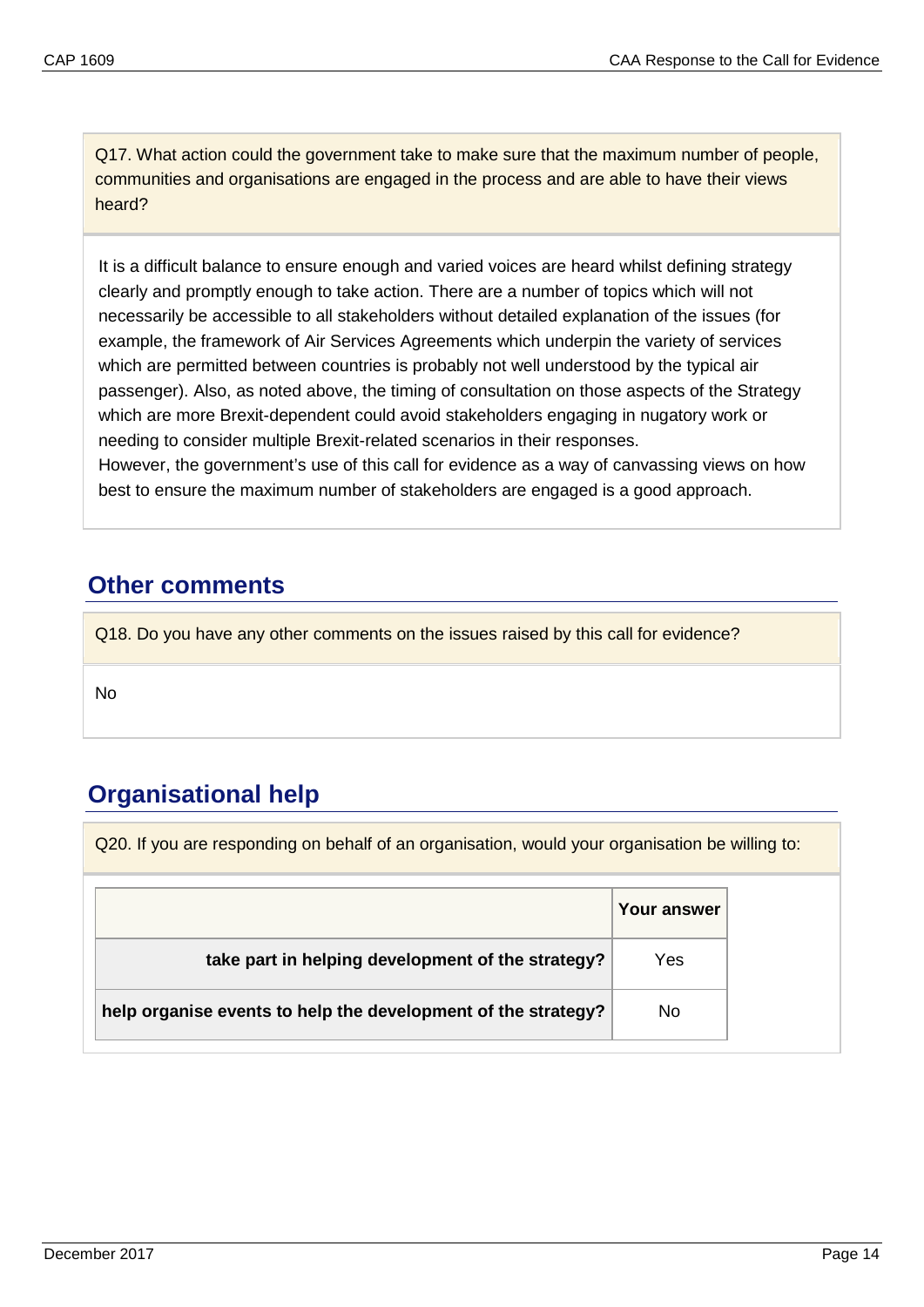Q17. What action could the government take to make sure that the maximum number of people, communities and organisations are engaged in the process and are able to have their views heard?

It is a difficult balance to ensure enough and varied voices are heard whilst defining strategy clearly and promptly enough to take action. There are a number of topics which will not necessarily be accessible to all stakeholders without detailed explanation of the issues (for example, the framework of Air Services Agreements which underpin the variety of services which are permitted between countries is probably not well understood by the typical air passenger). Also, as noted above, the timing of consultation on those aspects of the Strategy which are more Brexit-dependent could avoid stakeholders engaging in nugatory work or needing to consider multiple Brexit-related scenarios in their responses.
However, the government's use of this call for evidence as a way of canvassing views on how best to ensure the maximum number of stakeholders are engaged is a good approach.

## Other comments

Q18. Do you have any other comments on the issues raised by this call for evidence?

No

## Organisational help

Q20. If you are responding on behalf of an organisation, would your organisation be willing to:

| | Your answer |
|---|---|
| **take part in helping development of the strategy?** | Yes |
| **help organise events to help the development of the strategy?** | No |